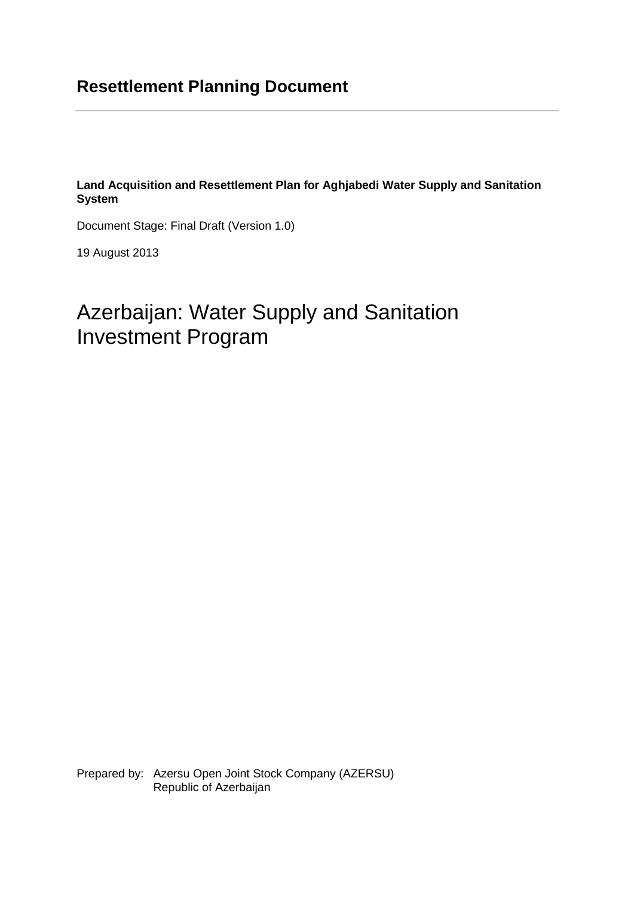# Resettlement Planning Document

---

**Land Acquisition and Resettlement Plan for Aghjabedi Water Supply and Sanitation System**

Document Stage: Final Draft (Version 1.0)

19 August 2013

# Azerbaijan: Water Supply and Sanitation Investment Program

Prepared by: Azersu Open Joint Stock Company (AZERSU)
Republic of Azerbaijan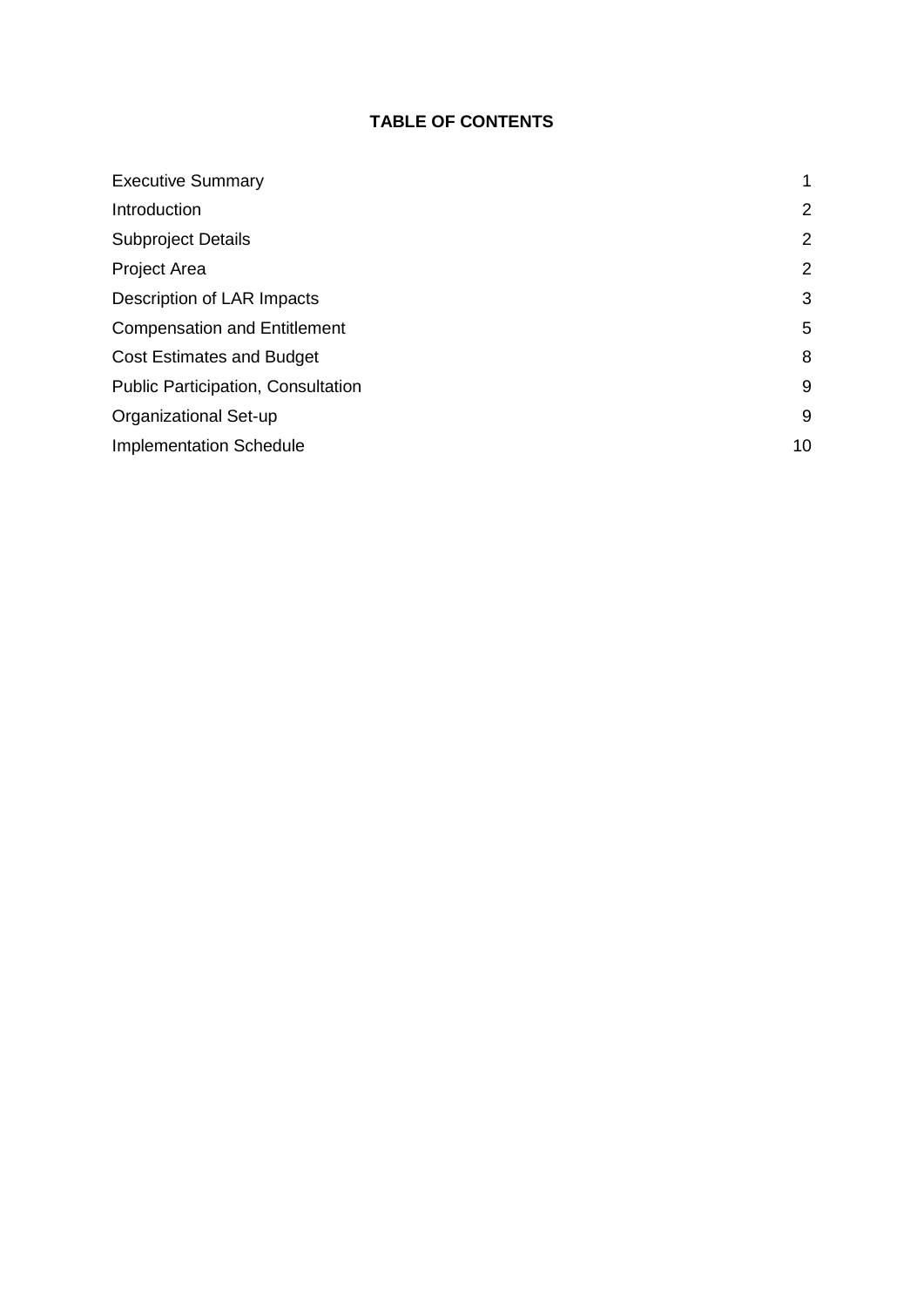# TABLE OF CONTENTS

| | |
|---|---|
| Executive Summary | 1 |
| Introduction | 2 |
| Subproject Details | 2 |
| Project Area | 2 |
| Description of LAR Impacts | 3 |
| Compensation and Entitlement | 5 |
| Cost Estimates and Budget | 8 |
| Public Participation, Consultation | 9 |
| Organizational Set-up | 9 |
| Implementation Schedule | 10 |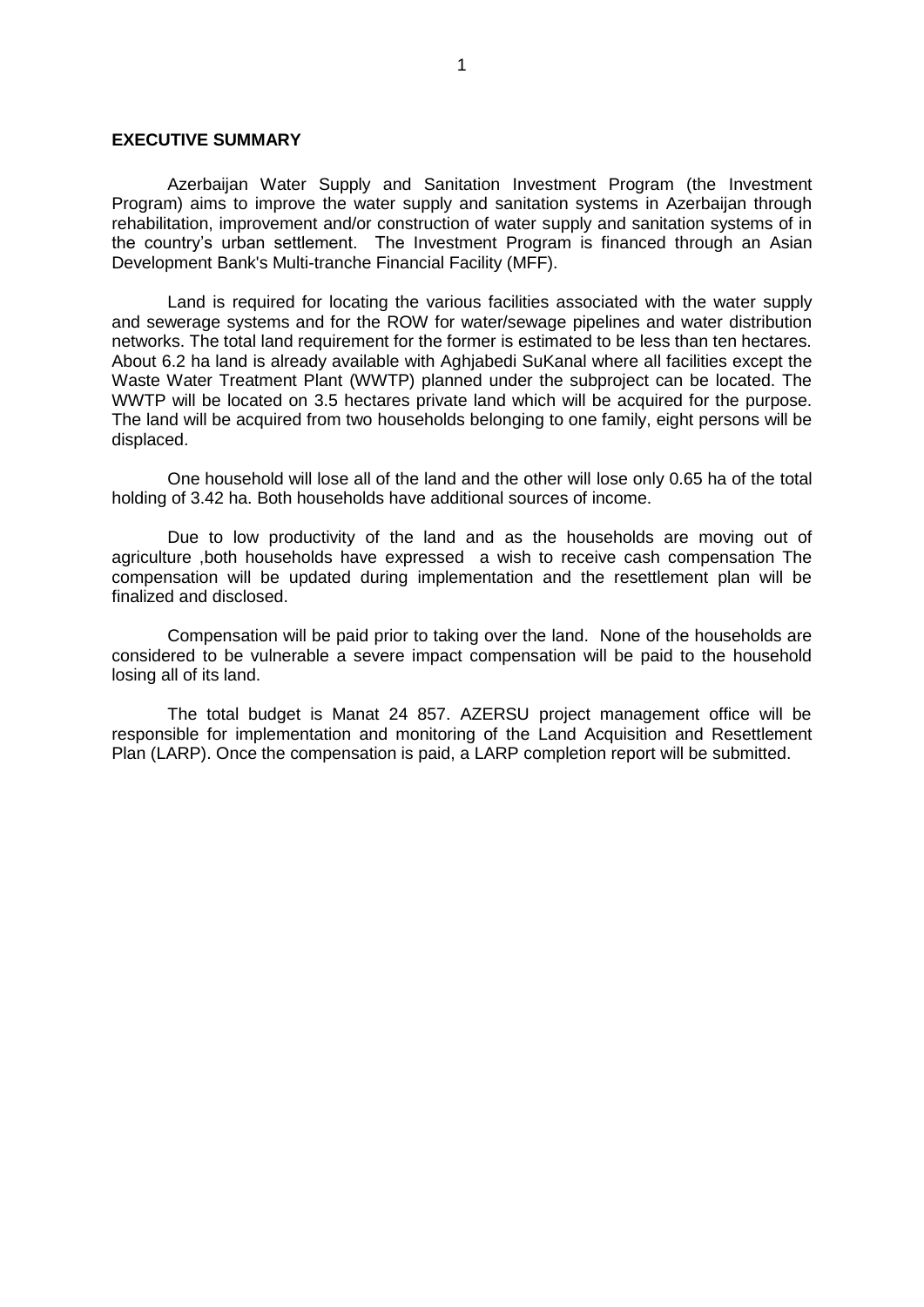**EXECUTIVE SUMMARY**

Azerbaijan Water Supply and Sanitation Investment Program (the Investment Program) aims to improve the water supply and sanitation systems in Azerbaijan through rehabilitation, improvement and/or construction of water supply and sanitation systems of in the country's urban settlement. The Investment Program is financed through an Asian Development Bank's Multi-tranche Financial Facility (MFF).

Land is required for locating the various facilities associated with the water supply and sewerage systems and for the ROW for water/sewage pipelines and water distribution networks. The total land requirement for the former is estimated to be less than ten hectares. About 6.2 ha land is already available with Aghjabedi SuKanal where all facilities except the Waste Water Treatment Plant (WWTP) planned under the subproject can be located. The WWTP will be located on 3.5 hectares private land which will be acquired for the purpose. The land will be acquired from two households belonging to one family, eight persons will be displaced.

One household will lose all of the land and the other will lose only 0.65 ha of the total holding of 3.42 ha. Both households have additional sources of income.

Due to low productivity of the land and as the households are moving out of agriculture ,both households have expressed a wish to receive cash compensation The compensation will be updated during implementation and the resettlement plan will be finalized and disclosed.

Compensation will be paid prior to taking over the land. None of the households are considered to be vulnerable a severe impact compensation will be paid to the household losing all of its land.

The total budget is Manat 24 857. AZERSU project management office will be responsible for implementation and monitoring of the Land Acquisition and Resettlement Plan (LARP). Once the compensation is paid, a LARP completion report will be submitted.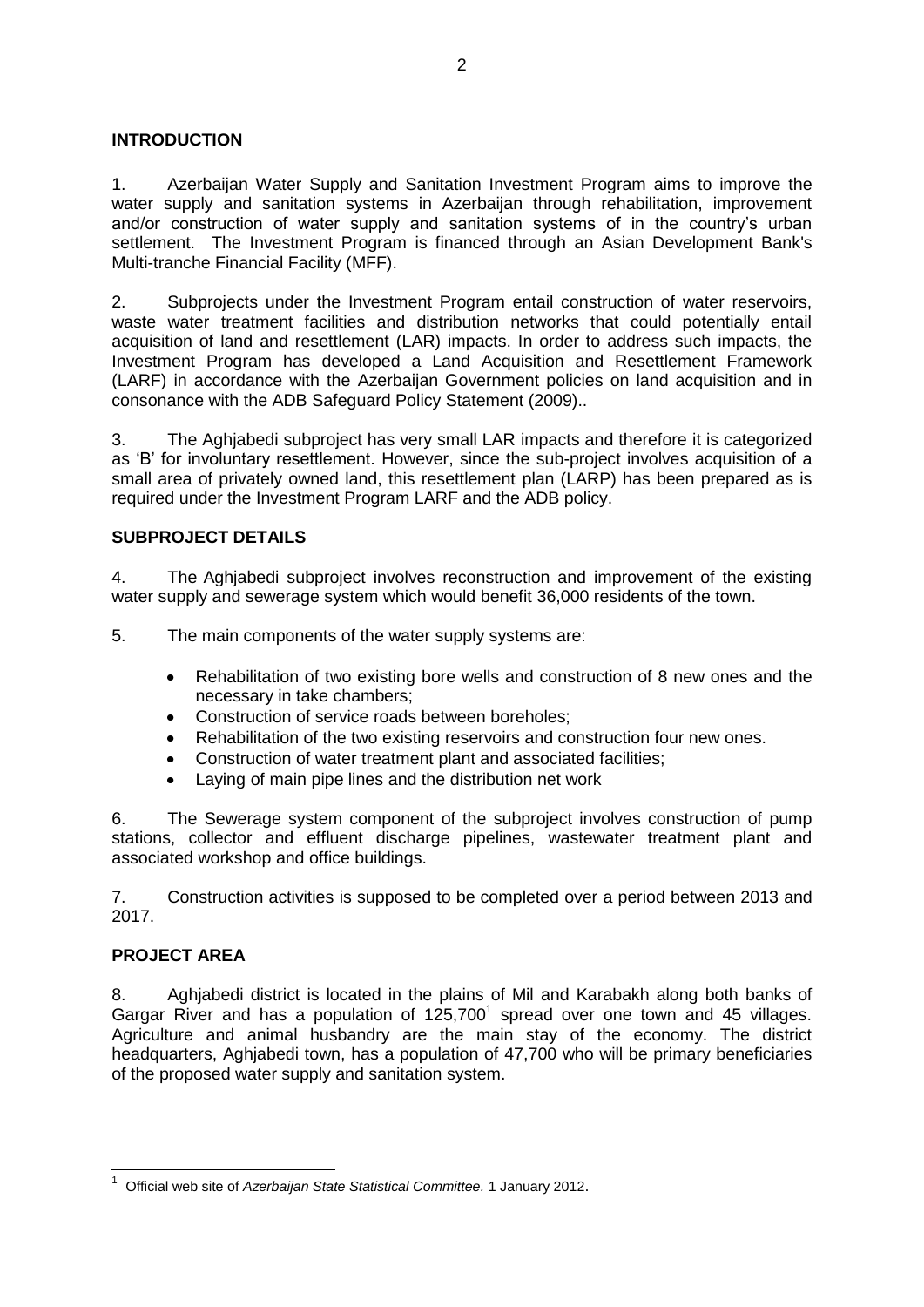## INTRODUCTION

1. Azerbaijan Water Supply and Sanitation Investment Program aims to improve the water supply and sanitation systems in Azerbaijan through rehabilitation, improvement and/or construction of water supply and sanitation systems of in the country's urban settlement. The Investment Program is financed through an Asian Development Bank's Multi-tranche Financial Facility (MFF).

2. Subprojects under the Investment Program entail construction of water reservoirs, waste water treatment facilities and distribution networks that could potentially entail acquisition of land and resettlement (LAR) impacts. In order to address such impacts, the Investment Program has developed a Land Acquisition and Resettlement Framework (LARF) in accordance with the Azerbaijan Government policies on land acquisition and in consonance with the ADB Safeguard Policy Statement (2009)..

3. The Aghjabedi subproject has very small LAR impacts and therefore it is categorized as 'B' for involuntary resettlement. However, since the sub-project involves acquisition of a small area of privately owned land, this resettlement plan (LARP) has been prepared as is required under the Investment Program LARF and the ADB policy.

## SUBPROJECT DETAILS

4. The Aghjabedi subproject involves reconstruction and improvement of the existing water supply and sewerage system which would benefit 36,000 residents of the town.

5. The main components of the water supply systems are:

- Rehabilitation of two existing bore wells and construction of 8 new ones and the necessary in take chambers;
- Construction of service roads between boreholes;
- Rehabilitation of the two existing reservoirs and construction four new ones.
- Construction of water treatment plant and associated facilities;
- Laying of main pipe lines and the distribution net work

6. The Sewerage system component of the subproject involves construction of pump stations, collector and effluent discharge pipelines, wastewater treatment plant and associated workshop and office buildings.

7. Construction activities is supposed to be completed over a period between 2013 and 2017.

## PROJECT AREA

8. Aghjabedi district is located in the plains of Mil and Karabakh along both banks of Gargar River and has a population of 125,700[1] spread over one town and 45 villages. Agriculture and animal husbandry are the main stay of the economy. The district headquarters, Aghjabedi town, has a population of 47,700 who will be primary beneficiaries of the proposed water supply and sanitation system.

---

[1] Official web site of *Azerbaijan State Statistical Committee.* 1 January 2012.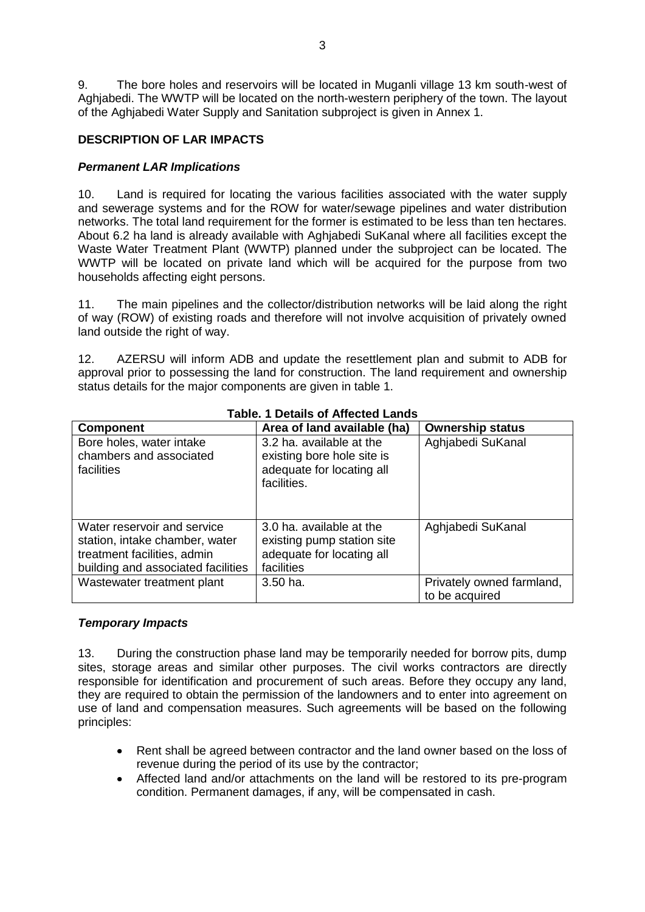9. The bore holes and reservoirs will be located in Muganli village 13 km south-west of Aghjabedi. The WWTP will be located on the north-western periphery of the town. The layout of the Aghjabedi Water Supply and Sanitation subproject is given in Annex 1.

## DESCRIPTION OF LAR IMPACTS

### *Permanent LAR Implications*

10. Land is required for locating the various facilities associated with the water supply and sewerage systems and for the ROW for water/sewage pipelines and water distribution networks. The total land requirement for the former is estimated to be less than ten hectares. About 6.2 ha land is already available with Aghjabedi SuKanal where all facilities except the Waste Water Treatment Plant (WWTP) planned under the subproject can be located. The WWTP will be located on private land which will be acquired for the purpose from two households affecting eight persons.

11. The main pipelines and the collector/distribution networks will be laid along the right of way (ROW) of existing roads and therefore will not involve acquisition of privately owned land outside the right of way.

12. AZERSU will inform ADB and update the resettlement plan and submit to ADB for approval prior to possessing the land for construction. The land requirement and ownership status details for the major components are given in table 1.

**Table. 1 Details of Affected Lands**

| Component | Area of land available (ha) | Ownership status |
|---|---|---|
| Bore holes, water intake chambers and associated facilities | 3.2 ha. available at the existing bore hole site is adequate for locating all facilities. | Aghjabedi SuKanal |
| Water reservoir and service station, intake chamber, water treatment facilities, admin building and associated facilities | 3.0 ha. available at the existing pump station site adequate for locating all facilities | Aghjabedi SuKanal |
| Wastewater treatment plant | 3.50 ha. | Privately owned farmland, to be acquired |

### *Temporary Impacts*

13. During the construction phase land may be temporarily needed for borrow pits, dump sites, storage areas and similar other purposes. The civil works contractors are directly responsible for identification and procurement of such areas. Before they occupy any land, they are required to obtain the permission of the landowners and to enter into agreement on use of land and compensation measures. Such agreements will be based on the following principles:

- Rent shall be agreed between contractor and the land owner based on the loss of revenue during the period of its use by the contractor;
- Affected land and/or attachments on the land will be restored to its pre-program condition. Permanent damages, if any, will be compensated in cash.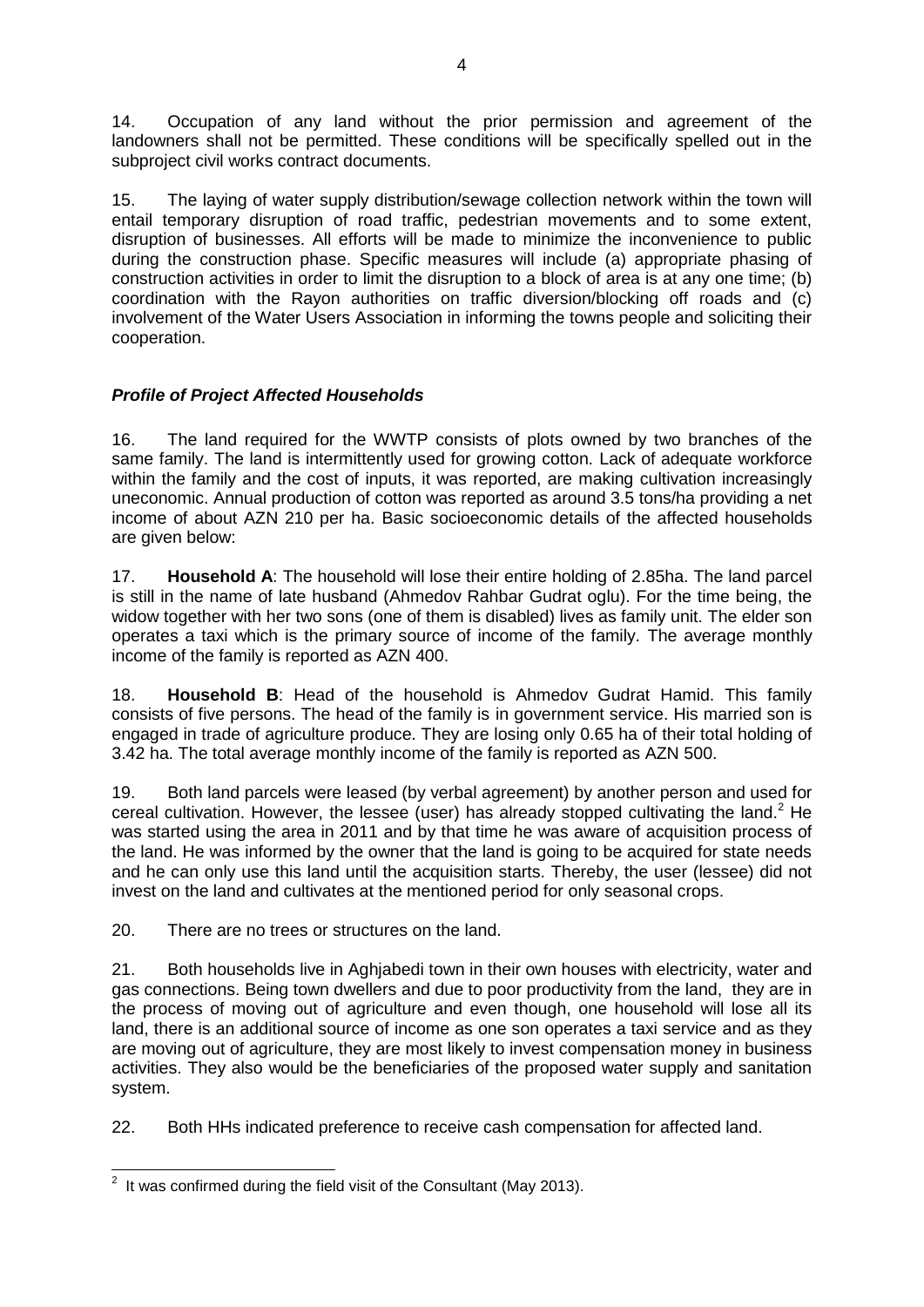14. Occupation of any land without the prior permission and agreement of the landowners shall not be permitted. These conditions will be specifically spelled out in the subproject civil works contract documents.

15. The laying of water supply distribution/sewage collection network within the town will entail temporary disruption of road traffic, pedestrian movements and to some extent, disruption of businesses. All efforts will be made to minimize the inconvenience to public during the construction phase. Specific measures will include (a) appropriate phasing of construction activities in order to limit the disruption to a block of area is at any one time; (b) coordination with the Rayon authorities on traffic diversion/blocking off roads and (c) involvement of the Water Users Association in informing the towns people and soliciting their cooperation.

### ***Profile of Project Affected Households***

16. The land required for the WWTP consists of plots owned by two branches of the same family. The land is intermittently used for growing cotton. Lack of adequate workforce within the family and the cost of inputs, it was reported, are making cultivation increasingly uneconomic. Annual production of cotton was reported as around 3.5 tons/ha providing a net income of about AZN 210 per ha. Basic socioeconomic details of the affected households are given below:

17. **Household A**: The household will lose their entire holding of 2.85ha. The land parcel is still in the name of late husband (Ahmedov Rahbar Gudrat oglu). For the time being, the widow together with her two sons (one of them is disabled) lives as family unit. The elder son operates a taxi which is the primary source of income of the family. The average monthly income of the family is reported as AZN 400.

18. **Household B**: Head of the household is Ahmedov Gudrat Hamid. This family consists of five persons. The head of the family is in government service. His married son is engaged in trade of agriculture produce. They are losing only 0.65 ha of their total holding of 3.42 ha. The total average monthly income of the family is reported as AZN 500.

19. Both land parcels were leased (by verbal agreement) by another person and used for cereal cultivation. However, the lessee (user) has already stopped cultivating the land.[2] He was started using the area in 2011 and by that time he was aware of acquisition process of the land. He was informed by the owner that the land is going to be acquired for state needs and he can only use this land until the acquisition starts. Thereby, the user (lessee) did not invest on the land and cultivates at the mentioned period for only seasonal crops.

20. There are no trees or structures on the land.

21. Both households live in Aghjabedi town in their own houses with electricity, water and gas connections. Being town dwellers and due to poor productivity from the land, they are in the process of moving out of agriculture and even though, one household will lose all its land, there is an additional source of income as one son operates a taxi service and as they are moving out of agriculture, they are most likely to invest compensation money in business activities. They also would be the beneficiaries of the proposed water supply and sanitation system.

22. Both HHs indicated preference to receive cash compensation for affected land.

---

[2] It was confirmed during the field visit of the Consultant (May 2013).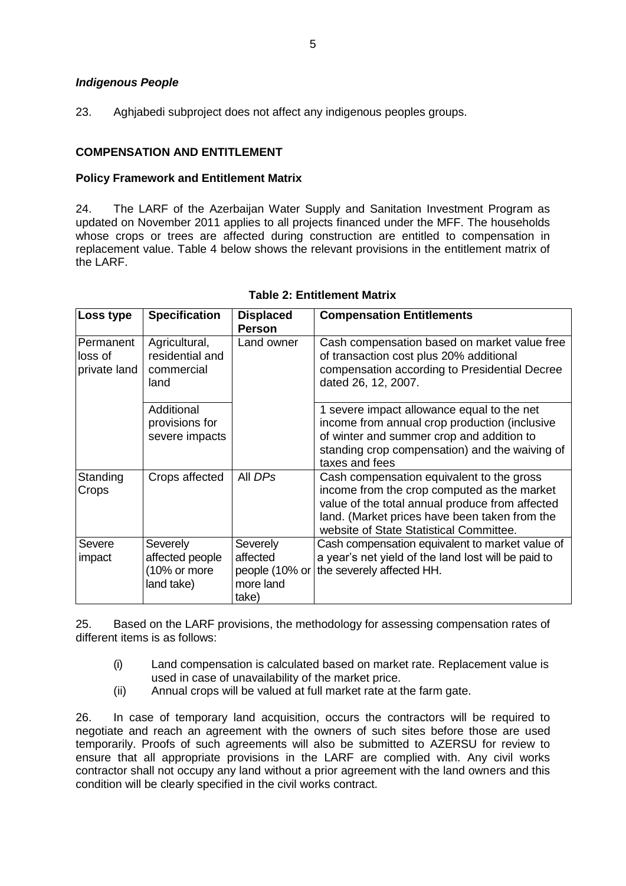***Indigenous People***

23. Aghjabedi subproject does not affect any indigenous peoples groups.

## COMPENSATION AND ENTITLEMENT

### Policy Framework and Entitlement Matrix

24. The LARF of the Azerbaijan Water Supply and Sanitation Investment Program as updated on November 2011 applies to all projects financed under the MFF. The households whose crops or trees are affected during construction are entitled to compensation in replacement value. Table 4 below shows the relevant provisions in the entitlement matrix of the LARF.

**Table 2: Entitlement Matrix**

| Loss type | Specification | Displaced Person | Compensation Entitlements |
|---|---|---|---|
| Permanent loss of private land | Agricultural, residential and commercial land | Land owner | Cash compensation based on market value free of transaction cost plus 20% additional compensation according to Presidential Decree dated 26, 12, 2007. |
| | Additional provisions for severe impacts | | 1 severe impact allowance equal to the net income from annual crop production (inclusive of winter and summer crop and addition to standing crop compensation) and the waiving of taxes and fees |
| Standing Crops | Crops affected | All *DPs* | Cash compensation equivalent to the gross income from the crop computed as the market value of the total annual produce from affected land. (Market prices have been taken from the website of State Statistical Committee. |
| Severe impact | Severely affected people (10% or more land take) | Severely affected people (10% or more land take) | Cash compensation equivalent to market value of a year's net yield of the land lost will be paid to the severely affected HH. |

25. Based on the LARF provisions, the methodology for assessing compensation rates of different items is as follows:

(i) Land compensation is calculated based on market rate. Replacement value is used in case of unavailability of the market price.

(ii) Annual crops will be valued at full market rate at the farm gate.

26. In case of temporary land acquisition, occurs the contractors will be required to negotiate and reach an agreement with the owners of such sites before those are used temporarily. Proofs of such agreements will also be submitted to AZERSU for review to ensure that all appropriate provisions in the LARF are complied with. Any civil works contractor shall not occupy any land without a prior agreement with the land owners and this condition will be clearly specified in the civil works contract.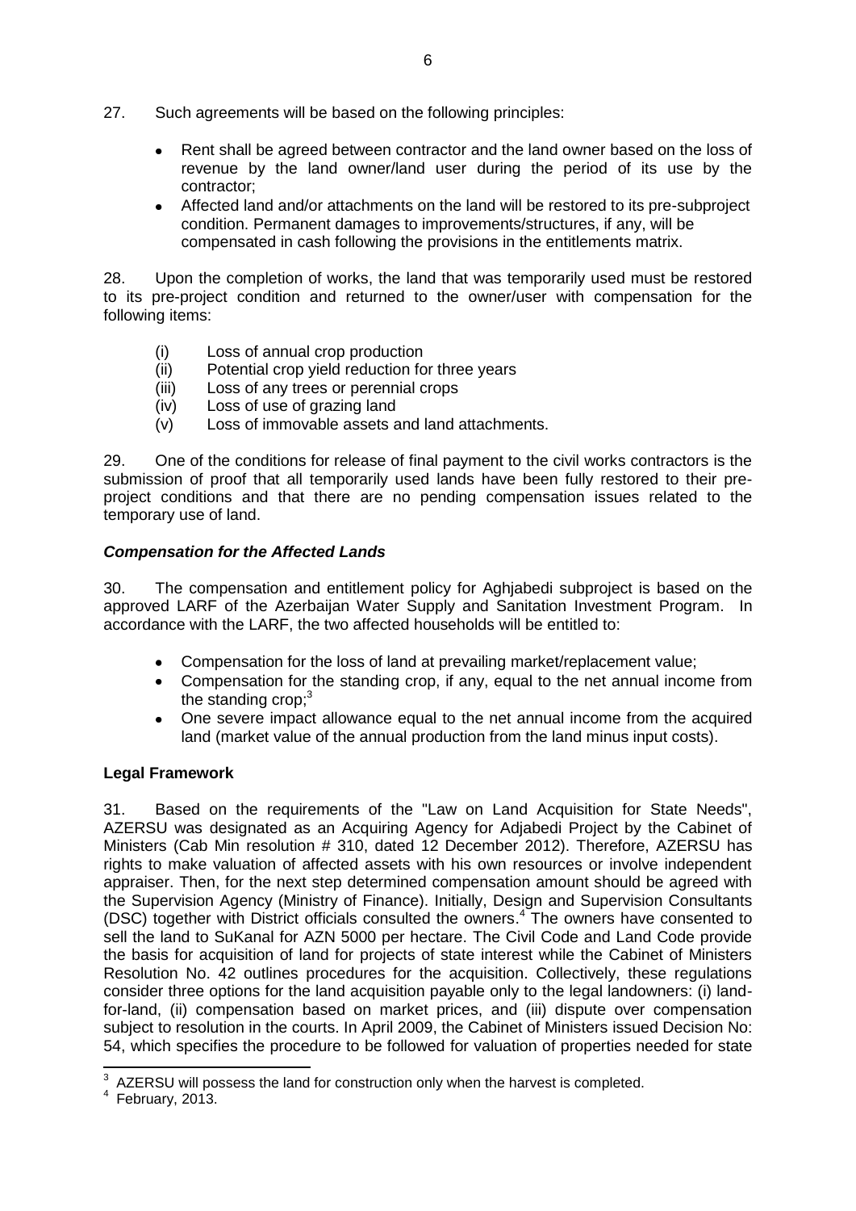27. Such agreements will be based on the following principles:

- Rent shall be agreed between contractor and the land owner based on the loss of revenue by the land owner/land user during the period of its use by the contractor;
- Affected land and/or attachments on the land will be restored to its pre-subproject condition. Permanent damages to improvements/structures, if any, will be compensated in cash following the provisions in the entitlements matrix.

28. Upon the completion of works, the land that was temporarily used must be restored to its pre-project condition and returned to the owner/user with compensation for the following items:

(i) Loss of annual crop production
(ii) Potential crop yield reduction for three years
(iii) Loss of any trees or perennial crops
(iv) Loss of use of grazing land
(v) Loss of immovable assets and land attachments.

29. One of the conditions for release of final payment to the civil works contractors is the submission of proof that all temporarily used lands have been fully restored to their pre-project conditions and that there are no pending compensation issues related to the temporary use of land.

### *Compensation for the Affected Lands*

30. The compensation and entitlement policy for Aghjabedi subproject is based on the approved LARF of the Azerbaijan Water Supply and Sanitation Investment Program. In accordance with the LARF, the two affected households will be entitled to:

- Compensation for the loss of land at prevailing market/replacement value;
- Compensation for the standing crop, if any, equal to the net annual income from the standing crop;[3]
- One severe impact allowance equal to the net annual income from the acquired land (market value of the annual production from the land minus input costs).

## **Legal Framework**

31. Based on the requirements of the "Law on Land Acquisition for State Needs", AZERSU was designated as an Acquiring Agency for Adjabedi Project by the Cabinet of Ministers (Cab Min resolution # 310, dated 12 December 2012). Therefore, AZERSU has rights to make valuation of affected assets with his own resources or involve independent appraiser. Then, for the next step determined compensation amount should be agreed with the Supervision Agency (Ministry of Finance). Initially, Design and Supervision Consultants (DSC) together with District officials consulted the owners.[4] The owners have consented to sell the land to SuKanal for AZN 5000 per hectare. The Civil Code and Land Code provide the basis for acquisition of land for projects of state interest while the Cabinet of Ministers Resolution No. 42 outlines procedures for the acquisition. Collectively, these regulations consider three options for the land acquisition payable only to the legal landowners: (i) land-for-land, (ii) compensation based on market prices, and (iii) dispute over compensation subject to resolution in the courts. In April 2009, the Cabinet of Ministers issued Decision No: 54, which specifies the procedure to be followed for valuation of properties needed for state

---

[3] AZERSU will possess the land for construction only when the harvest is completed.

[4] February, 2013.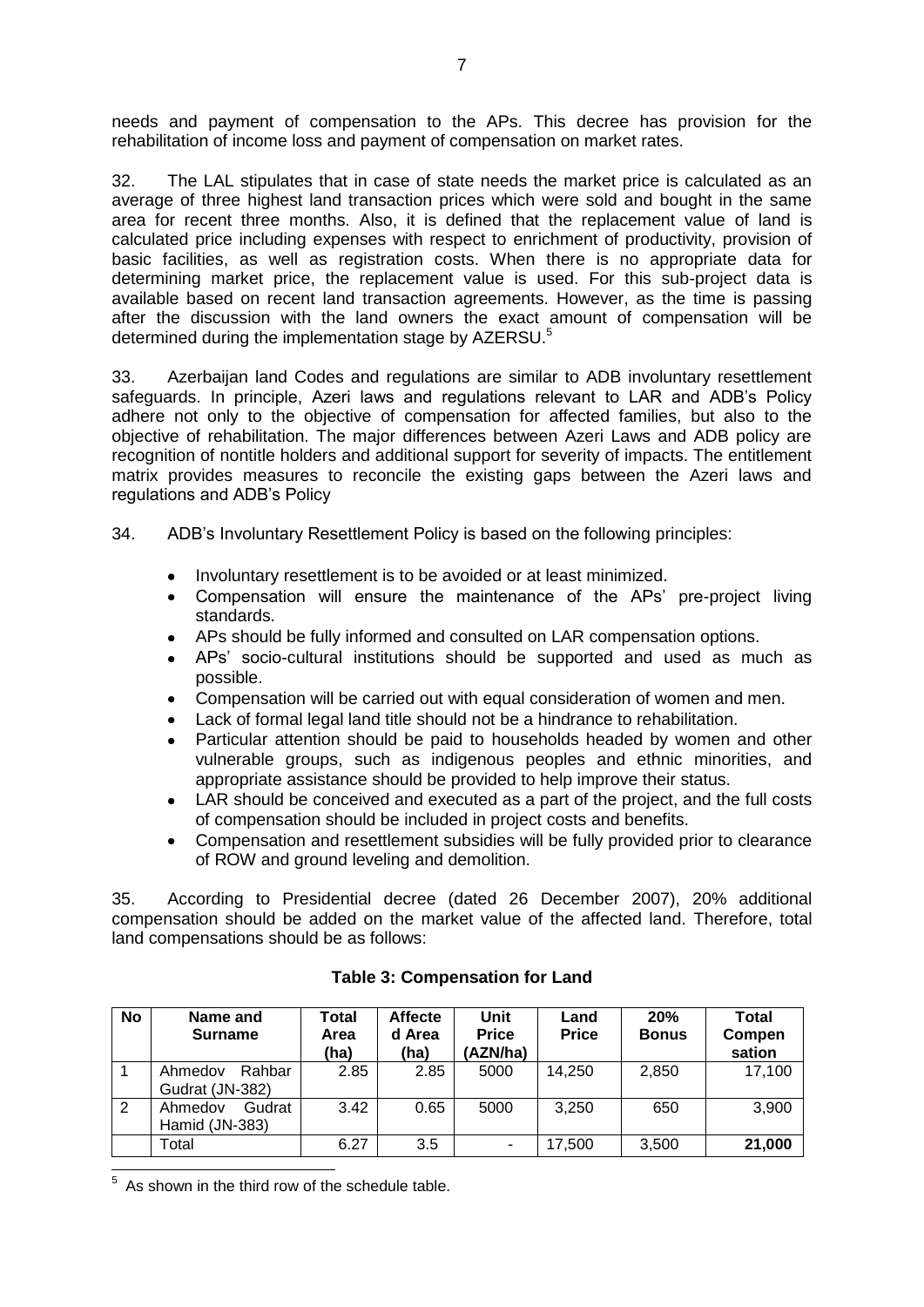needs and payment of compensation to the APs. This decree has provision for the rehabilitation of income loss and payment of compensation on market rates.

32. The LAL stipulates that in case of state needs the market price is calculated as an average of three highest land transaction prices which were sold and bought in the same area for recent three months. Also, it is defined that the replacement value of land is calculated price including expenses with respect to enrichment of productivity, provision of basic facilities, as well as registration costs. When there is no appropriate data for determining market price, the replacement value is used. For this sub-project data is available based on recent land transaction agreements. However, as the time is passing after the discussion with the land owners the exact amount of compensation will be determined during the implementation stage by AZERSU.[5]

33. Azerbaijan land Codes and regulations are similar to ADB involuntary resettlement safeguards. In principle, Azeri laws and regulations relevant to LAR and ADB's Policy adhere not only to the objective of compensation for affected families, but also to the objective of rehabilitation. The major differences between Azeri Laws and ADB policy are recognition of nontitle holders and additional support for severity of impacts. The entitlement matrix provides measures to reconcile the existing gaps between the Azeri laws and regulations and ADB's Policy

34. ADB's Involuntary Resettlement Policy is based on the following principles:

- Involuntary resettlement is to be avoided or at least minimized.
- Compensation will ensure the maintenance of the APs' pre-project living standards.
- APs should be fully informed and consulted on LAR compensation options.
- APs' socio-cultural institutions should be supported and used as much as possible.
- Compensation will be carried out with equal consideration of women and men.
- Lack of formal legal land title should not be a hindrance to rehabilitation.
- Particular attention should be paid to households headed by women and other vulnerable groups, such as indigenous peoples and ethnic minorities, and appropriate assistance should be provided to help improve their status.
- LAR should be conceived and executed as a part of the project, and the full costs of compensation should be included in project costs and benefits.
- Compensation and resettlement subsidies will be fully provided prior to clearance of ROW and ground leveling and demolition.

35. According to Presidential decree (dated 26 December 2007), 20% additional compensation should be added on the market value of the affected land. Therefore, total land compensations should be as follows:

**Table 3: Compensation for Land**

| No | Name and Surname | Total Area (ha) | Affected Area (ha) | Unit Price (AZN/ha) | Land Price | 20% Bonus | Total Compensation |
|---|---|---|---|---|---|---|---|
| 1 | Ahmedov Rahbar Gudrat (JN-382) | 2.85 | 2.85 | 5000 | 14,250 | 2,850 | 17,100 |
| 2 | Ahmedov Gudrat Hamid (JN-383) | 3.42 | 0.65 | 5000 | 3,250 | 650 | 3,900 |
| | Total | 6.27 | 3.5 | - | 17,500 | 3,500 | **21,000** |

[5] As shown in the third row of the schedule table.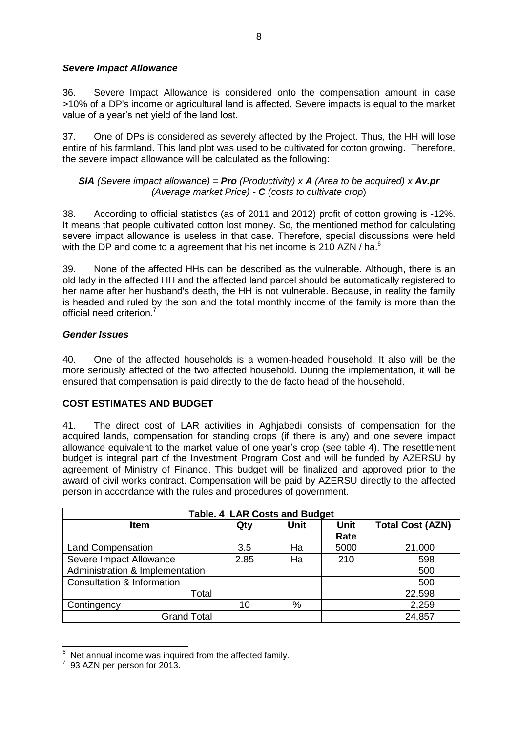### *Severe Impact Allowance*

36. Severe Impact Allowance is considered onto the compensation amount in case >10% of a DP's income or agricultural land is affected, Severe impacts is equal to the market value of a year's net yield of the land lost.

37. One of DPs is considered as severely affected by the Project. Thus, the HH will lose entire of his farmland. This land plot was used to be cultivated for cotton growing. Therefore, the severe impact allowance will be calculated as the following:

***SIA*** *(Severe impact allowance) =* ***Pro*** *(Productivity) x* ***A*** *(Area to be acquired) x* ***Av.pr*** *(Average market Price) -* ***C*** *(costs to cultivate crop)*

38. According to official statistics (as of 2011 and 2012) profit of cotton growing is -12%. It means that people cultivated cotton lost money. So, the mentioned method for calculating severe impact allowance is useless in that case. Therefore, special discussions were held with the DP and come to a agreement that his net income is 210 AZN / ha.[6]

39. None of the affected HHs can be described as the vulnerable. Although, there is an old lady in the affected HH and the affected land parcel should be automatically registered to her name after her husband's death, the HH is not vulnerable. Because, in reality the family is headed and ruled by the son and the total monthly income of the family is more than the official need criterion.[7]

### *Gender Issues*

40. One of the affected households is a women-headed household. It also will be the more seriously affected of the two affected household. During the implementation, it will be ensured that compensation is paid directly to the de facto head of the household.

## COST ESTIMATES AND BUDGET

41. The direct cost of LAR activities in Aghjabedi consists of compensation for the acquired lands, compensation for standing crops (if there is any) and one severe impact allowance equivalent to the market value of one year's crop (see table 4). The resettlement budget is integral part of the Investment Program Cost and will be funded by AZERSU by agreement of Ministry of Finance. This budget will be finalized and approved prior to the award of civil works contract. Compensation will be paid by AZERSU directly to the affected person in accordance with the rules and procedures of government.

**Table. 4 LAR Costs and Budget**

| Item | Qty | Unit | Unit Rate | Total Cost (AZN) |
|---|---|---|---|---|
| Land Compensation | 3.5 | Ha | 5000 | 21,000 |
| Severe Impact Allowance | 2.85 | Ha | 210 | 598 |
| Administration & Implementation | | | | 500 |
| Consultation & Information | | | | 500 |
| Total | | | | 22,598 |
| Contingency | 10 | % | | 2,259 |
| Grand Total | | | | 24,857 |

---

[6] Net annual income was inquired from the affected family.

[7] 93 AZN per person for 2013.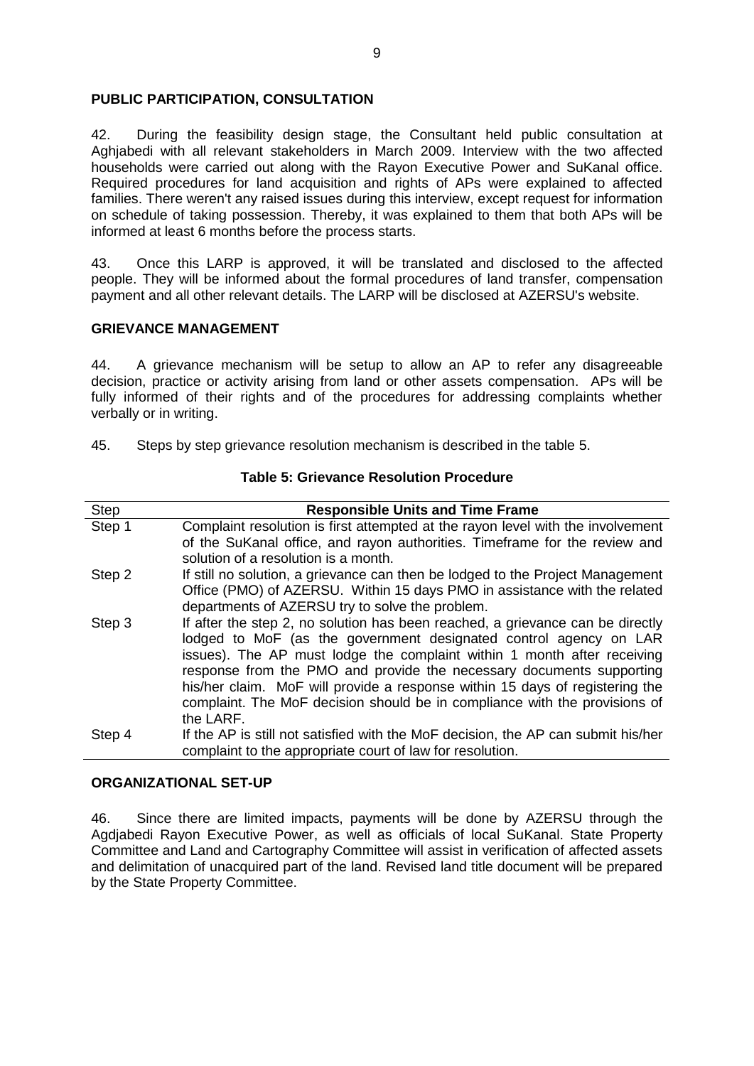## PUBLIC PARTICIPATION, CONSULTATION

42. During the feasibility design stage, the Consultant held public consultation at Aghjabedi with all relevant stakeholders in March 2009. Interview with the two affected households were carried out along with the Rayon Executive Power and SuKanal office. Required procedures for land acquisition and rights of APs were explained to affected families. There weren't any raised issues during this interview, except request for information on schedule of taking possession. Thereby, it was explained to them that both APs will be informed at least 6 months before the process starts.

43. Once this LARP is approved, it will be translated and disclosed to the affected people. They will be informed about the formal procedures of land transfer, compensation payment and all other relevant details. The LARP will be disclosed at AZERSU's website.

## GRIEVANCE MANAGEMENT

44. A grievance mechanism will be setup to allow an AP to refer any disagreeable decision, practice or activity arising from land or other assets compensation. APs will be fully informed of their rights and of the procedures for addressing complaints whether verbally or in writing.

45. Steps by step grievance resolution mechanism is described in the table 5.

**Table 5: Grievance Resolution Procedure**

| Step | Responsible Units and Time Frame |
|---|---|
| Step 1 | Complaint resolution is first attempted at the rayon level with the involvement of the SuKanal office, and rayon authorities. Timeframe for the review and solution of a resolution is a month. |
| Step 2 | If still no solution, a grievance can then be lodged to the Project Management Office (PMO) of AZERSU. Within 15 days PMO in assistance with the related departments of AZERSU try to solve the problem. |
| Step 3 | If after the step 2, no solution has been reached, a grievance can be directly lodged to MoF (as the government designated control agency on LAR issues). The AP must lodge the complaint within 1 month after receiving response from the PMO and provide the necessary documents supporting his/her claim. MoF will provide a response within 15 days of registering the complaint. The MoF decision should be in compliance with the provisions of the LARF. |
| Step 4 | If the AP is still not satisfied with the MoF decision, the AP can submit his/her complaint to the appropriate court of law for resolution. |

## ORGANIZATIONAL SET-UP

46. Since there are limited impacts, payments will be done by AZERSU through the Agdjabedi Rayon Executive Power, as well as officials of local SuKanal. State Property Committee and Land and Cartography Committee will assist in verification of affected assets and delimitation of unacquired part of the land. Revised land title document will be prepared by the State Property Committee.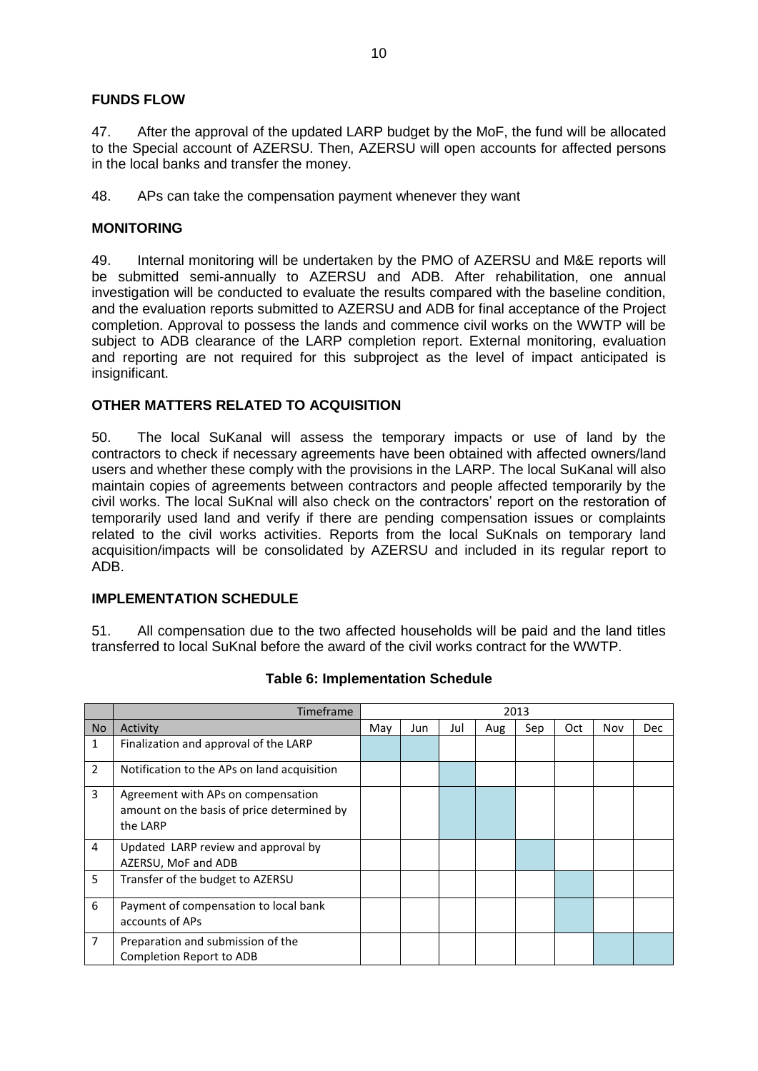## FUNDS FLOW

47. After the approval of the updated LARP budget by the MoF, the fund will be allocated to the Special account of AZERSU. Then, AZERSU will open accounts for affected persons in the local banks and transfer the money.

48. APs can take the compensation payment whenever they want

## MONITORING

49. Internal monitoring will be undertaken by the PMO of AZERSU and M&E reports will be submitted semi-annually to AZERSU and ADB. After rehabilitation, one annual investigation will be conducted to evaluate the results compared with the baseline condition, and the evaluation reports submitted to AZERSU and ADB for final acceptance of the Project completion. Approval to possess the lands and commence civil works on the WWTP will be subject to ADB clearance of the LARP completion report. External monitoring, evaluation and reporting are not required for this subproject as the level of impact anticipated is insignificant.

## OTHER MATTERS RELATED TO ACQUISITION

50. The local SuKanal will assess the temporary impacts or use of land by the contractors to check if necessary agreements have been obtained with affected owners/land users and whether these comply with the provisions in the LARP. The local SuKanal will also maintain copies of agreements between contractors and people affected temporarily by the civil works. The local SuKnal will also check on the contractors' report on the restoration of temporarily used land and verify if there are pending compensation issues or complaints related to the civil works activities. Reports from the local SuKnals on temporary land acquisition/impacts will be consolidated by AZERSU and included in its regular report to ADB.

## IMPLEMENTATION SCHEDULE

51. All compensation due to the two affected households will be paid and the land titles transferred to local SuKnal before the award of the civil works contract for the WWTP.

**Table 6: Implementation Schedule**

| | Timeframe | 2013 | | | | | | | |
|---|---|---|---|---|---|---|---|---|---|
| No | Activity | May | Jun | Jul | Aug | Sep | Oct | Nov | Dec |
| 1 | Finalization and approval of the LARP | ■ | ■ | | | | | | |
| 2 | Notification to the APs on land acquisition | | | ■ | | | | | |
| 3 | Agreement with APs on compensation amount on the basis of price determined by the LARP | | | ■ | ■ | | | | |
| 4 | Updated LARP review and approval by AZERSU, MoF and ADB | | | | | ■ | | | |
| 5 | Transfer of the budget to AZERSU | | | | | | ■ | | |
| 6 | Payment of compensation to local bank accounts of APs | | | | | | ■ | | |
| 7 | Preparation and submission of the Completion Report to ADB | | | | | | | ■ | ■ |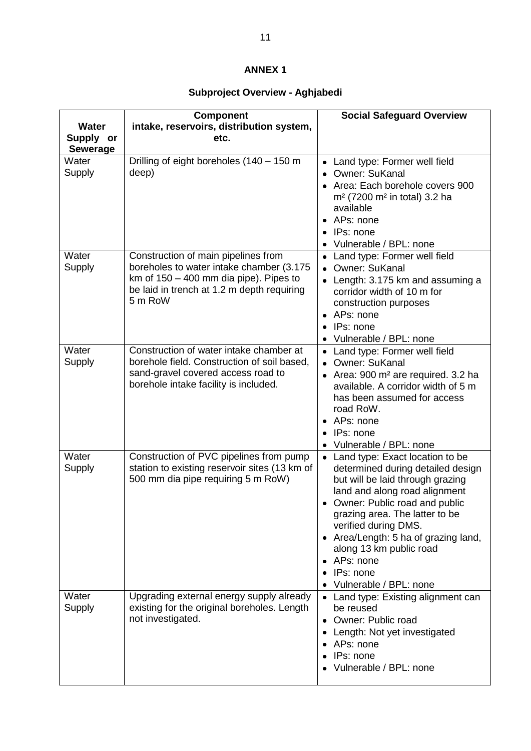# ANNEX 1

## Subproject Overview - Aghjabedi

| Water Supply or Sewerage | Component intake, reservoirs, distribution system, etc. | Social Safeguard Overview |
|---|---|---|
| Water Supply | Drilling of eight boreholes (140 – 150 m deep) | • Land type: Former well field<br>• Owner: SuKanal<br>• Area: Each borehole covers 900 m² (7200 m² in total) 3.2 ha available<br>• APs: none<br>• IPs: none<br>• Vulnerable / BPL: none |
| Water Supply | Construction of main pipelines from boreholes to water intake chamber (3.175 km of 150 – 400 mm dia pipe). Pipes to be laid in trench at 1.2 m depth requiring 5 m RoW | • Land type: Former well field<br>• Owner: SuKanal<br>• Length: 3.175 km and assuming a corridor width of 10 m for construction purposes<br>• APs: none<br>• IPs: none<br>• Vulnerable / BPL: none |
| Water Supply | Construction of water intake chamber at borehole field. Construction of soil based, sand-gravel covered access road to borehole intake facility is included. | • Land type: Former well field<br>• Owner: SuKanal<br>• Area: 900 m² are required. 3.2 ha available. A corridor width of 5 m has been assumed for access road RoW.<br>• APs: none<br>• IPs: none<br>• Vulnerable / BPL: none |
| Water Supply | Construction of PVC pipelines from pump station to existing reservoir sites (13 km of 500 mm dia pipe requiring 5 m RoW) | • Land type: Exact location to be determined during detailed design but will be laid through grazing land and along road alignment<br>• Owner: Public road and public grazing area. The latter to be verified during DMS.<br>• Area/Length: 5 ha of grazing land, along 13 km public road<br>• APs: none<br>• IPs: none<br>• Vulnerable / BPL: none |
| Water Supply | Upgrading external energy supply already existing for the original boreholes. Length not investigated. | • Land type: Existing alignment can be reused<br>• Owner: Public road<br>• Length: Not yet investigated<br>• APs: none<br>• IPs: none<br>• Vulnerable / BPL: none |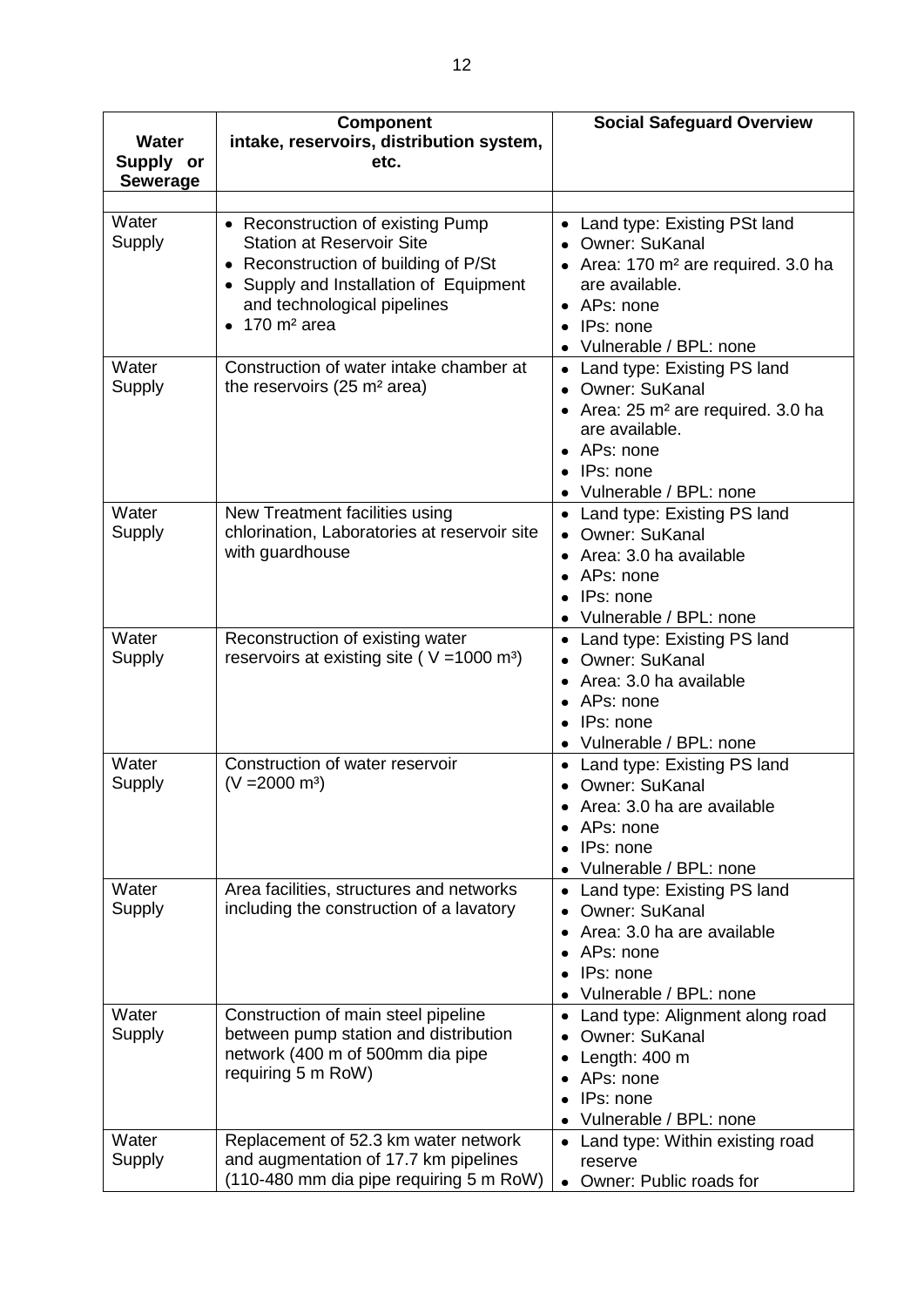| Water Supply or Sewerage | Component intake, reservoirs, distribution system, etc. | Social Safeguard Overview |
|---|---|---|
| | | |
| Water Supply | • Reconstruction of existing Pump Station at Reservoir Site<br>• Reconstruction of building of P/St<br>• Supply and Installation of Equipment and technological pipelines<br>• 170 m² area | • Land type: Existing PSt land<br>• Owner: SuKanal<br>• Area: 170 m² are required. 3.0 ha are available.<br>• APs: none<br>• IPs: none<br>• Vulnerable / BPL: none |
| Water Supply | Construction of water intake chamber at the reservoirs (25 m² area) | • Land type: Existing PS land<br>• Owner: SuKanal<br>• Area: 25 m² are required. 3.0 ha are available.<br>• APs: none<br>• IPs: none<br>• Vulnerable / BPL: none |
| Water Supply | New Treatment facilities using chlorination, Laboratories at reservoir site with guardhouse | • Land type: Existing PS land<br>• Owner: SuKanal<br>• Area: 3.0 ha available<br>• APs: none<br>• IPs: none<br>• Vulnerable / BPL: none |
| Water Supply | Reconstruction of existing water reservoirs at existing site ( V =1000 m³) | • Land type: Existing PS land<br>• Owner: SuKanal<br>• Area: 3.0 ha available<br>• APs: none<br>• IPs: none<br>• Vulnerable / BPL: none |
| Water Supply | Construction of water reservoir (V =2000 m³) | • Land type: Existing PS land<br>• Owner: SuKanal<br>• Area: 3.0 ha are available<br>• APs: none<br>• IPs: none<br>• Vulnerable / BPL: none |
| Water Supply | Area facilities, structures and networks including the construction of a lavatory | • Land type: Existing PS land<br>• Owner: SuKanal<br>• Area: 3.0 ha are available<br>• APs: none<br>• IPs: none<br>• Vulnerable / BPL: none |
| Water Supply | Construction of main steel pipeline between pump station and distribution network (400 m of 500mm dia pipe requiring 5 m RoW) | • Land type: Alignment along road<br>• Owner: SuKanal<br>• Length: 400 m<br>• APs: none<br>• IPs: none<br>• Vulnerable / BPL: none |
| Water Supply | Replacement of 52.3 km water network and augmentation of 17.7 km pipelines (110-480 mm dia pipe requiring 5 m RoW) | • Land type: Within existing road reserve<br>• Owner: Public roads for |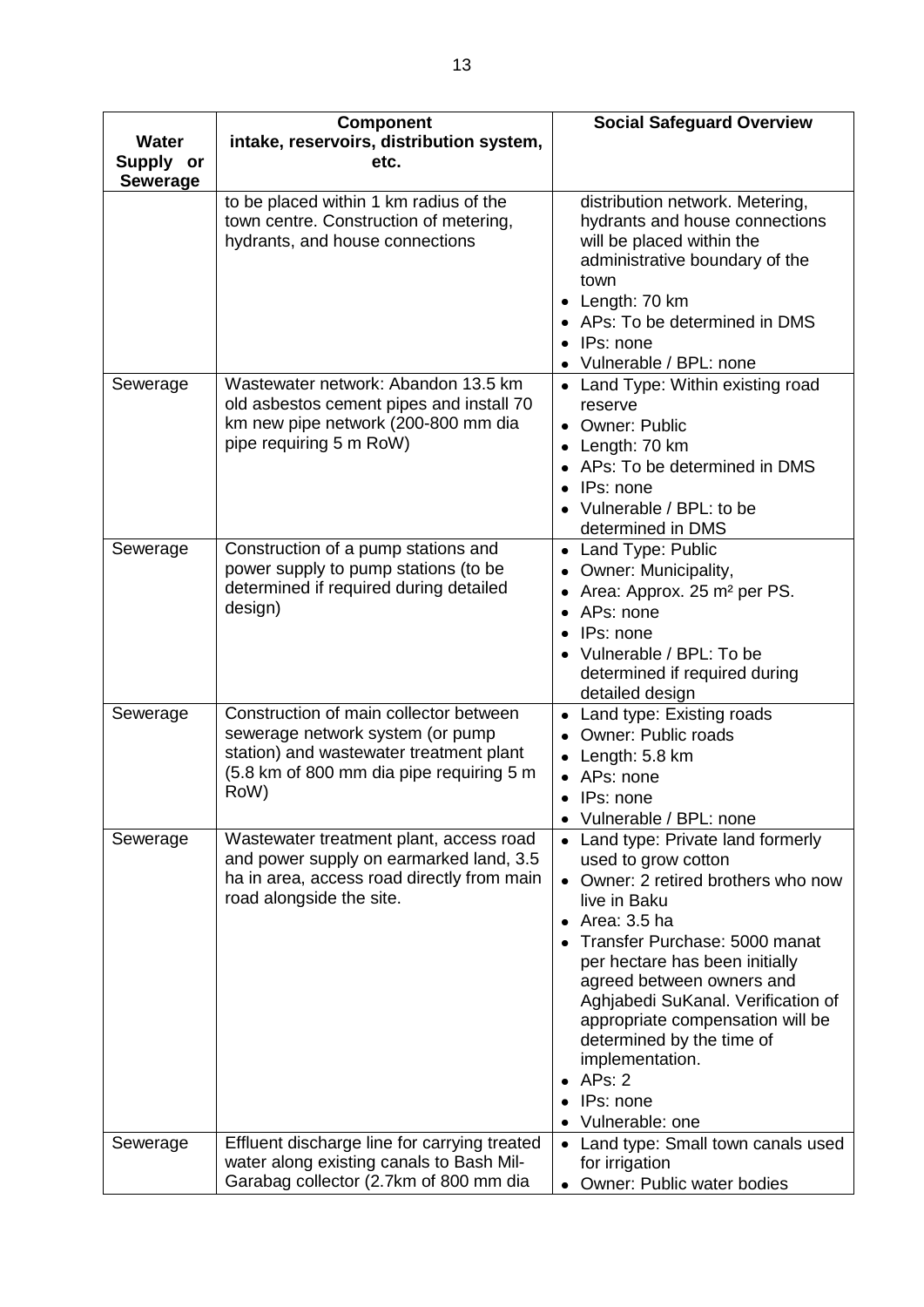| Water Supply or Sewerage | Component intake, reservoirs, distribution system, etc. | Social Safeguard Overview |
|---|---|---|
| | to be placed within 1 km radius of the town centre. Construction of metering, hydrants, and house connections | distribution network. Metering, hydrants and house connections will be placed within the administrative boundary of the town<br>• Length: 70 km<br>• APs: To be determined in DMS<br>• IPs: none<br>• Vulnerable / BPL: none |
| Sewerage | Wastewater network: Abandon 13.5 km old asbestos cement pipes and install 70 km new pipe network (200-800 mm dia pipe requiring 5 m RoW) | • Land Type: Within existing road reserve<br>• Owner: Public<br>• Length: 70 km<br>• APs: To be determined in DMS<br>• IPs: none<br>• Vulnerable / BPL: to be determined in DMS |
| Sewerage | Construction of a pump stations and power supply to pump stations (to be determined if required during detailed design) | • Land Type: Public<br>• Owner: Municipality,<br>• Area: Approx. 25 m² per PS.<br>• APs: none<br>• IPs: none<br>• Vulnerable / BPL: To be determined if required during detailed design |
| Sewerage | Construction of main collector between sewerage network system (or pump station) and wastewater treatment plant (5.8 km of 800 mm dia pipe requiring 5 m RoW) | • Land type: Existing roads<br>• Owner: Public roads<br>• Length: 5.8 km<br>• APs: none<br>• IPs: none<br>• Vulnerable / BPL: none |
| Sewerage | Wastewater treatment plant, access road and power supply on earmarked land, 3.5 ha in area, access road directly from main road alongside the site. | • Land type: Private land formerly used to grow cotton<br>• Owner: 2 retired brothers who now live in Baku<br>• Area: 3.5 ha<br>• Transfer Purchase: 5000 manat per hectare has been initially agreed between owners and Aghjabedi SuKanal. Verification of appropriate compensation will be determined by the time of implementation.<br>• APs: 2<br>• IPs: none<br>• Vulnerable: one |
| Sewerage | Effluent discharge line for carrying treated water along existing canals to Bash Mil-Garabag collector (2.7km of 800 mm dia | • Land type: Small town canals used for irrigation<br>• Owner: Public water bodies |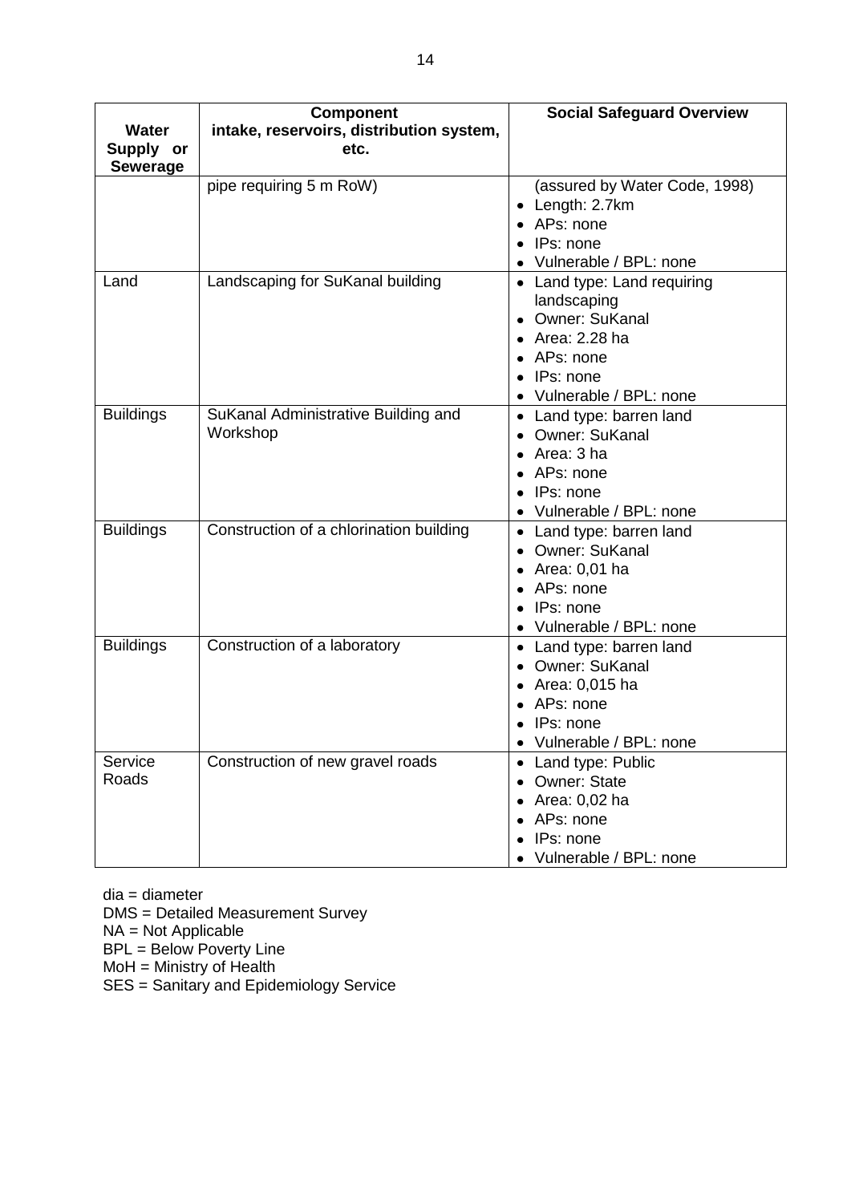| Water Supply or Sewerage | Component intake, reservoirs, distribution system, etc. | Social Safeguard Overview |
|---|---|---|
| | pipe requiring 5 m RoW) | (assured by Water Code, 1998)<br>• Length: 2.7km<br>• APs: none<br>• IPs: none<br>• Vulnerable / BPL: none |
| Land | Landscaping for SuKanal building | • Land type: Land requiring landscaping<br>• Owner: SuKanal<br>• Area: 2.28 ha<br>• APs: none<br>• IPs: none<br>• Vulnerable / BPL: none |
| Buildings | SuKanal Administrative Building and Workshop | • Land type: barren land<br>• Owner: SuKanal<br>• Area: 3 ha<br>• APs: none<br>• IPs: none<br>• Vulnerable / BPL: none |
| Buildings | Construction of a chlorination building | • Land type: barren land<br>• Owner: SuKanal<br>• Area: 0,01 ha<br>• APs: none<br>• IPs: none<br>• Vulnerable / BPL: none |
| Buildings | Construction of a laboratory | • Land type: barren land<br>• Owner: SuKanal<br>• Area: 0,015 ha<br>• APs: none<br>• IPs: none<br>• Vulnerable / BPL: none |
| Service Roads | Construction of new gravel roads | • Land type: Public<br>• Owner: State<br>• Area: 0,02 ha<br>• APs: none<br>• IPs: none<br>• Vulnerable / BPL: none |

dia = diameter
DMS = Detailed Measurement Survey
NA = Not Applicable
BPL = Below Poverty Line
MoH = Ministry of Health
SES = Sanitary and Epidemiology Service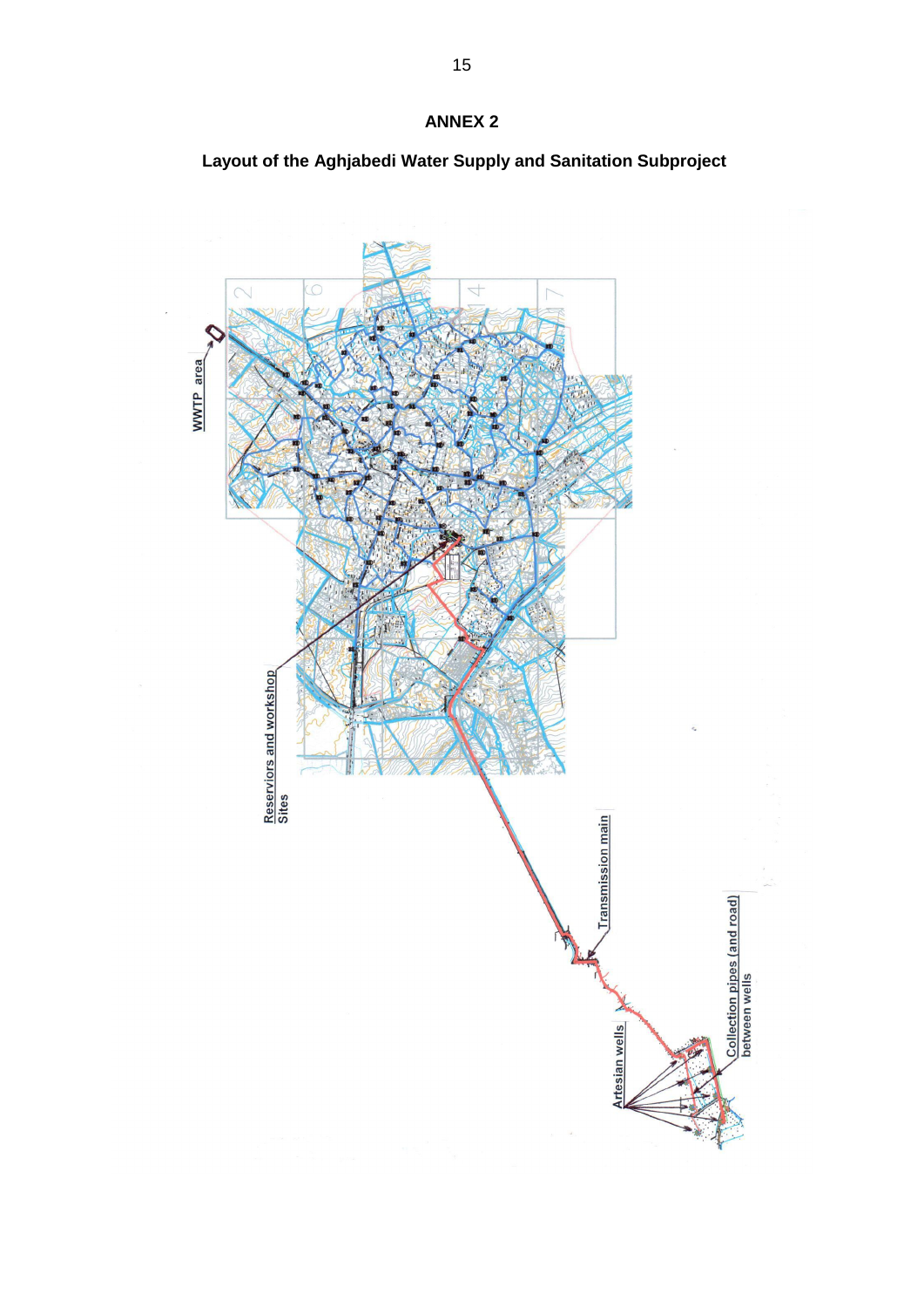# ANNEX 2

## Layout of the Aghjabedi Water Supply and Sanitation Subproject

WWTP area

Reserviors and workshop Sites

Transmission main

Artesian wells

Collection pipes (and road) between wells

2

6

4

7